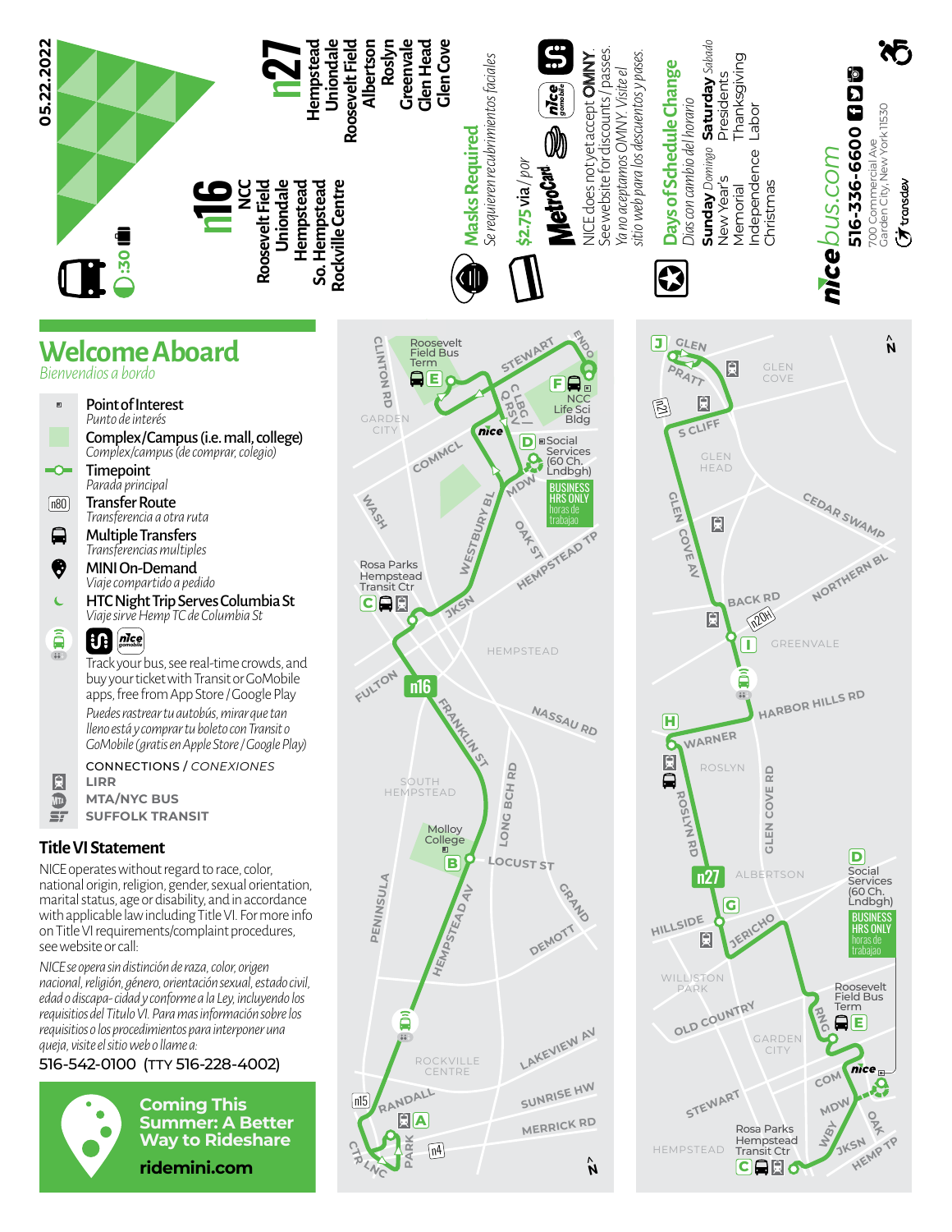05.22.2022

:30

# n16

NCC
Roosevelt Field
Uniondale
Hempstead
So. Hempstead
Rockville Centre

# n27

Hempstead
Uniondale
Roosevelt Field
Albertson
Roslyn
Greenvale
Glen Head
Glen Cove

**Masks Required**
*Se requieren recubrimientos faciales*

**$2.75 via / por** MetroCard

NICE does not yet accept **OMNY**. See website for discounts/passes.
*Ya no aceptamos OMNY. Visite el sitio web para los descuentos y pases.*

**Days of Schedule Change**
*Días con cambio del horario*

**Sunday** *Domingo* — New Year's, Memorial, Independence, Christmas

**Saturday** *Sabado* — Presidents, Thanksgiving, Labor

nicebus.com

**516-336-6600**

700 Commercial Ave
Garden City, New York 11530

transdev

## Welcome Aboard

*Bienvendios a bordo*

- **Point of Interest** — *Punto de interés*
- **Complex/Campus (i.e. mall, college)** — *Complex/campus (de comprar, colegio)*
- **Timepoint** — *Parada principal*
- **Transfer Route** — *Transferencia a otra ruta*
- **Multiple Transfers** — *Transferencias multiples*
- **MINI On-Demand** — *Viaje compartido a pedido*
- **HTC Night Trip Serves Columbia St** — *Viaje sirve Hemp TC de Columbia St*

Track your bus, see real-time crowds, and buy your ticket with Transit or GoMobile apps, free from App Store / Google Play

*Puedes rastrear tu autobús, mirar que tan lleno está y comprar tu boleto con Transit o GoMobile (gratis en Apple Store / Google Play)*

**CONNECTIONS** / *CONEXIONES*

- LIRR
- MTA/NYC BUS
- SUFFOLK TRANSIT

## Title VI Statement

NICE operates without regard to race, color, national origin, religion, gender, sexual orientation, marital status, age or disability, and in accordance with applicable law including Title VI. For more info on Title VI requirements/complaint procedures, see website or call:

*NICE se opera sin distinción de raza, color, origen nacional, religión, género, orientación sexual, estado civil, edad o discapa- cidad y conforme a la Ley, incluyendo los requisitos del Titulo VI. Para mas información sobre los requisitos o los procedimientos para interponer una queja, visite el sitio web o llame a:*

516-542-0100 (TTY 516-228-4002)

**Coming This Summer: A Better Way to Rideshare**

**ridemini.com**

**n16 map timepoints:**
- E — Roosevelt Field Bus Term
- F — NCC Life Sci Bldg
- D — Social Services (60 Ch. Lndbgh) — BUSINESS HRS ONLY / *horas de trabajo*
- C — Rosa Parks Hempstead Transit Ctr
- B — Molloy College
- A — Rockville Centre (transfers n15, n4)

**n27 map timepoints:**
- C — Rosa Parks Hempstead Transit Ctr
- D — Social Services (60 Ch. Lndbgh) — BUSINESS HRS ONLY / *horas de trabajo*
- E — Roosevelt Field Bus Term
- G — Albertson (Hillside / Jericho)
- H — Roslyn (Warner)
- I — Greenvale (Back Rd, transfer n20H)
- J — Glen Cove (Glen / Pratt, transfer n21)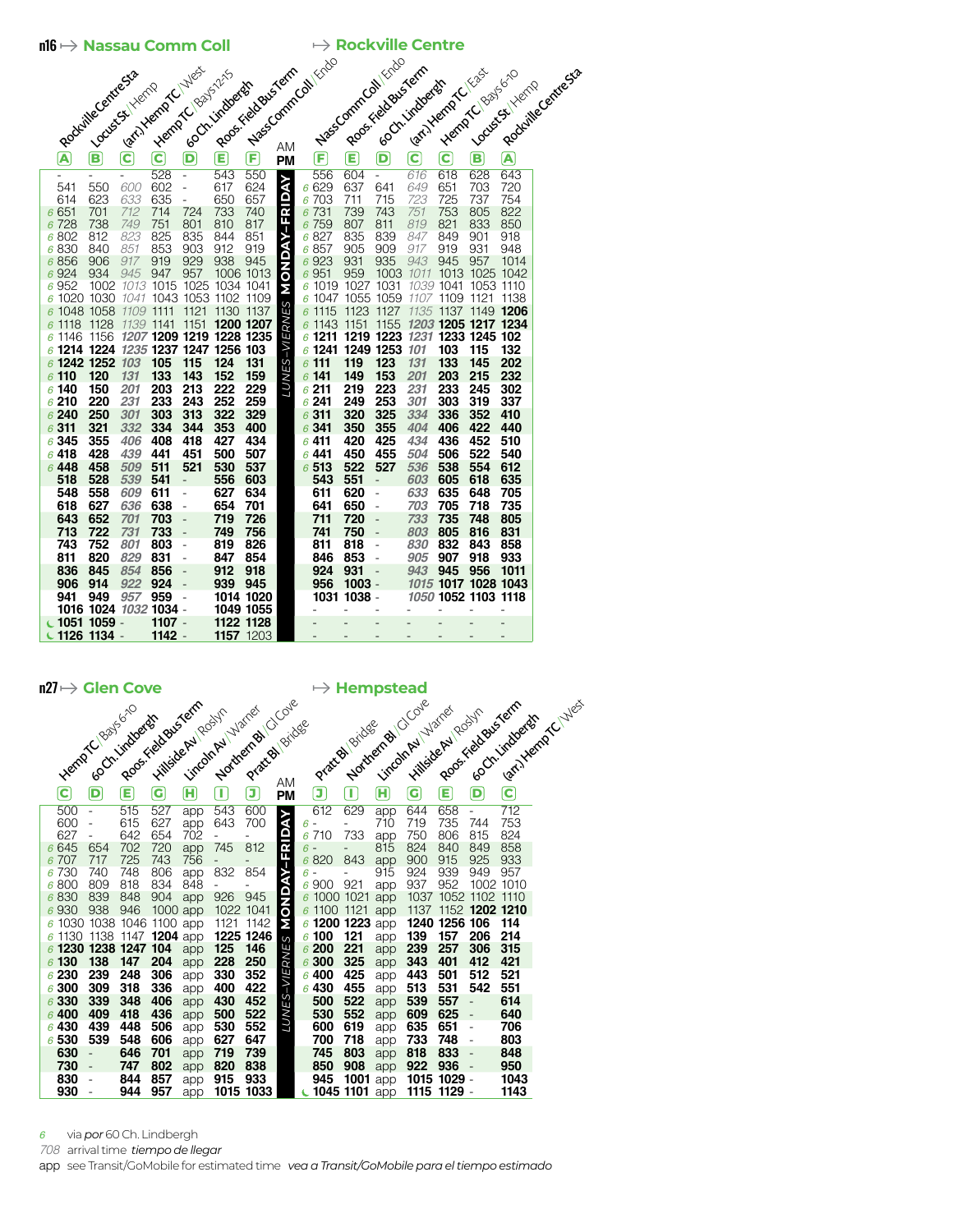## n16 ↦ Nassau Comm Coll ↦ Rockville Centre

| Rockville Centre Sta (A) | Locust St/Hemp (B) | (arr.) Hemp TC/West (C) | Hemp TC/Bays 12-15 (C) | 60 Ch. Lindbergh (D) | Roos. Field Bus Term (E) | Nass Comm Coll/Endo (F) | AM PM | Nass Comm Coll/Endo (F) | Roos. Field Bus Term (E) | 60 Ch. Lindbergh (D) | (arr.) Hemp TC/East (C) | Hemp TC/Bays 6-10 (C) | Locust St/Hemp (B) | Rockville Centre Sta (A) |
|---|---|---|---|---|---|---|---|---|---|---|---|---|---|---|
| - | - | - | 528 | - | 543 | 550 | MONDAY-FRIDAY LUNES-VIERNES | 556 | 604 | - | 616 | 618 | 628 | 643 |
| 541 | 550 | 600 | 602 | - | 617 | 624 | | 6 629 | 637 | 641 | 649 | 651 | 703 | 720 |
| 614 | 623 | 633 | 635 | - | 650 | 657 | | 6 703 | 711 | 715 | 723 | 725 | 737 | 754 |
| 6 651 | 701 | 712 | 714 | 724 | 733 | 740 | | 6 731 | 739 | 743 | 751 | 753 | 805 | 822 |
| 6 728 | 738 | 749 | 751 | 801 | 810 | 817 | | 6 759 | 807 | 811 | 819 | 821 | 833 | 850 |
| 6 802 | 812 | 823 | 825 | 835 | 844 | 851 | | 6 827 | 835 | 839 | 847 | 849 | 901 | 918 |
| 6 830 | 840 | 851 | 853 | 903 | 912 | 919 | | 6 857 | 905 | 909 | 917 | 919 | 931 | 948 |
| 6 856 | 906 | 917 | 919 | 929 | 938 | 945 | | 6 923 | 931 | 935 | 943 | 945 | 957 | 1014 |
| 6 924 | 934 | 945 | 947 | 957 | 1006 | 1013 | | 6 951 | 959 | 1003 | 1011 | 1013 | 1025 | 1042 |
| 6 952 | 1002 | 1013 | 1015 | 1025 | 1034 | 1041 | | 6 1019 | 1027 | 1031 | 1039 | 1041 | 1053 | 1110 |
| 6 1020 | 1030 | 1041 | 1043 | 1053 | 1102 | 1109 | | 6 1047 | 1055 | 1059 | 1107 | 1109 | 1121 | 1138 |
| 6 1048 | 1058 | 1109 | 1111 | 1121 | 1130 | 1137 | | 6 1115 | 1123 | 1127 | 1135 | 1137 | 1149 | **1206** |
| 6 1118 | 1128 | 1139 | 1141 | 1151 | **1200** | **1207** | | 6 1143 | 1151 | 1155 | **1203** | **1205** | **1217** | **1234** |
| 6 1146 | 1156 | **1207** | **1209** | **1219** | **1228** | **1235** | | 6 **1211** | **1219** | **1223** | **1231** | **1233** | **1245** | **102** |
| 6 **1214** | **1224** | **1235** | **1237** | **1247** | **1256** | **103** | | 6 **1241** | **1249** | **1253** | **101** | **103** | **115** | **132** |
| 6 **1242** | **1252** | **103** | **105** | **115** | **124** | **131** | | 6 **111** | **119** | **123** | **131** | **133** | **145** | **202** |
| 6 **110** | **120** | **131** | **133** | **143** | **152** | **159** | | 6 **141** | **149** | **153** | **201** | **203** | **215** | **232** |
| 6 **140** | **150** | **201** | **203** | **213** | **222** | **229** | | 6 **211** | **219** | **223** | **231** | **233** | **245** | **302** |
| 6 **210** | **220** | **231** | **233** | **243** | **252** | **259** | | 6 **241** | **249** | **253** | **301** | **303** | **319** | **337** |
| 6 **240** | **250** | **301** | **303** | **313** | **322** | **329** | | 6 **311** | **320** | **325** | **334** | **336** | **352** | **410** |
| 6 **311** | **321** | **332** | **334** | **344** | **353** | **400** | | 6 **341** | **350** | **355** | **404** | **406** | **422** | **440** |
| 6 **345** | **355** | **406** | **408** | **418** | **427** | **434** | | 6 **411** | **420** | **425** | **434** | **436** | **452** | **510** |
| 6 **418** | **428** | **439** | **441** | **451** | **500** | **507** | | 6 **441** | **450** | **455** | **504** | **506** | **522** | **540** |
| 6 **448** | **458** | **509** | **511** | **521** | **530** | **537** | | 6 **513** | **522** | **527** | **536** | **538** | **554** | **612** |
| **518** | **528** | **539** | **541** | - | **556** | **603** | | **543** | **551** | - | **603** | **605** | **618** | **635** |
| **548** | **558** | **609** | **611** | - | **627** | **634** | | **611** | **620** | - | **633** | **635** | **648** | **705** |
| **618** | **627** | **636** | **638** | - | **654** | **701** | | **641** | **650** | - | **703** | **705** | **718** | **735** |
| **643** | **652** | **701** | **703** | - | **719** | **726** | | **711** | **720** | - | **733** | **735** | **748** | **805** |
| **713** | **722** | **731** | **733** | - | **749** | **756** | | **741** | **750** | - | **803** | **805** | **816** | **831** |
| **743** | **752** | **801** | **803** | - | **819** | **826** | | **811** | **818** | - | **830** | **832** | **843** | **858** |
| **811** | **820** | **829** | **831** | - | **847** | **854** | | **846** | **853** | - | **905** | **907** | **918** | **933** |
| **836** | **845** | **854** | **856** | - | **912** | **918** | | **924** | **931** | - | **943** | **945** | **956** | **1011** |
| **906** | **914** | **922** | **924** | - | **939** | **945** | | **956** | **1003** | - | **1015** | **1017** | **1028** | **1043** |
| **941** | **949** | **957** | **959** | - | **1014** | **1020** | | **1031** | **1038** | - | **1050** | **1052** | **1103** | **1118** |
| **1016** | **1024** | **1032** | **1034** | - | **1049** | **1055** | | - | - | - | - | - | - | - |
| **1051** | **1059** | - | **1107** | - | **1122** | **1128** | | - | - | - | - | - | - | - |
| **1126** | **1134** | - | **1142** | - | **1157** | 1203 | | - | - | - | - | - | - | - |

## n27 ↦ Glen Cove ↦ Hempstead

| Hemp TC/Bays 6-10 (C) | 60 Ch. Lindbergh (D) | Roos. Field Bus Term (E) | Hillside Av/Roslyn (G) | Lincoln Av/Warner (H) | Northern Bl/Gl Cove (I) | Pratt Bl/Bridge (J) | AM PM | Pratt Bl/Bridge (J) | Northern Bl/Gl Cove (I) | Lincoln Av/Warner (H) | Hillside Av/Roslyn (G) | Roos. Field Bus Term (E) | 60 Ch. Lindbergh (D) | (arr.) Hemp TC/West (C) |
|---|---|---|---|---|---|---|---|---|---|---|---|---|---|---|
| 500 | - | 515 | 527 | app | 543 | 600 | MONDAY-FRIDAY LUNES-VIERNES | 612 | 629 | app | 644 | 658 | - | 712 |
| 600 | - | 615 | 627 | app | 643 | 700 | | 6 - | - | 710 | 719 | 735 | 744 | 753 |
| 627 | - | 642 | 654 | 702 | - | - | | 6 710 | 733 | app | 750 | 806 | 815 | 824 |
| 6 645 | 654 | 702 | 720 | app | 745 | 812 | | 6 - | - | 815 | 824 | 840 | 849 | 858 |
| 6 707 | 717 | 725 | 743 | 756 | - | - | | 6 820 | 843 | app | 900 | 915 | 925 | 933 |
| 6 730 | 740 | 748 | 806 | app | 832 | 854 | | 6 - | - | 915 | 924 | 939 | 949 | 957 |
| 6 800 | 809 | 818 | 834 | 848 | - | - | | 6 900 | 921 | app | 937 | 952 | 1002 | 1010 |
| 6 830 | 839 | 848 | 904 | app | 926 | 945 | | 6 1000 | 1021 | app | 1037 | 1052 | 1102 | 1110 |
| 6 930 | 938 | 946 | 1000 | app | 1022 | 1041 | | 6 1100 | 1121 | app | 1137 | 1152 | **1202** | **1210** |
| 6 1030 | 1038 | 1046 | 1100 | app | 1121 | 1142 | | 6 **1200** | **1223** | app | **1240** | **1256** | **106** | **114** |
| 6 1130 | 1138 | 1147 | **1204** | app | **1225** | **1246** | | 6 **100** | **121** | app | **139** | **157** | **206** | **214** |
| 6 **1230** | **1238** | **1247** | **104** | app | **125** | **146** | | 6 **200** | **221** | app | **239** | **257** | **306** | **315** |
| 6 **130** | **138** | **147** | **204** | app | **228** | **250** | | 6 **300** | **325** | app | **343** | **401** | **412** | **421** |
| 6 **230** | **239** | **248** | **306** | app | **330** | **352** | | 6 **400** | **425** | app | **443** | **501** | **512** | **521** |
| 6 **300** | **309** | **318** | **336** | app | **400** | **422** | | 6 **430** | **455** | app | **513** | **531** | **542** | **551** |
| 6 **330** | **339** | **348** | **406** | app | **430** | **452** | | **500** | **522** | app | **539** | **557** | - | **614** |
| 6 **400** | **409** | **418** | **436** | app | **500** | **522** | | **530** | **552** | app | **609** | **625** | - | **640** |
| 6 **430** | **439** | **448** | **506** | app | **530** | **552** | | **600** | **619** | app | **635** | **651** | - | **706** |
| 6 **530** | **539** | **548** | **606** | app | **627** | **647** | | **700** | **718** | app | **733** | **748** | - | **803** |
| **630** | - | **646** | **701** | app | **719** | **739** | | **745** | **803** | app | **818** | **833** | - | **848** |
| **730** | - | **747** | **802** | app | **820** | **838** | | **850** | **908** | app | **922** | **936** | - | **950** |
| **830** | - | **844** | **857** | app | **915** | **933** | | **945** | **1001** | app | **1015** | **1029** | - | **1043** |
| **930** | - | **944** | **957** | app | **1015** | **1033** | | **1045** | **1101** | app | **1115** | **1129** | - | **1143** |

6 via *por* 60 Ch. Lindbergh

*708* arrival time *tiempo de llegar*

app see Transit/GoMobile for estimated time *vea a Transit/GoMobile para el tiempo estimado*